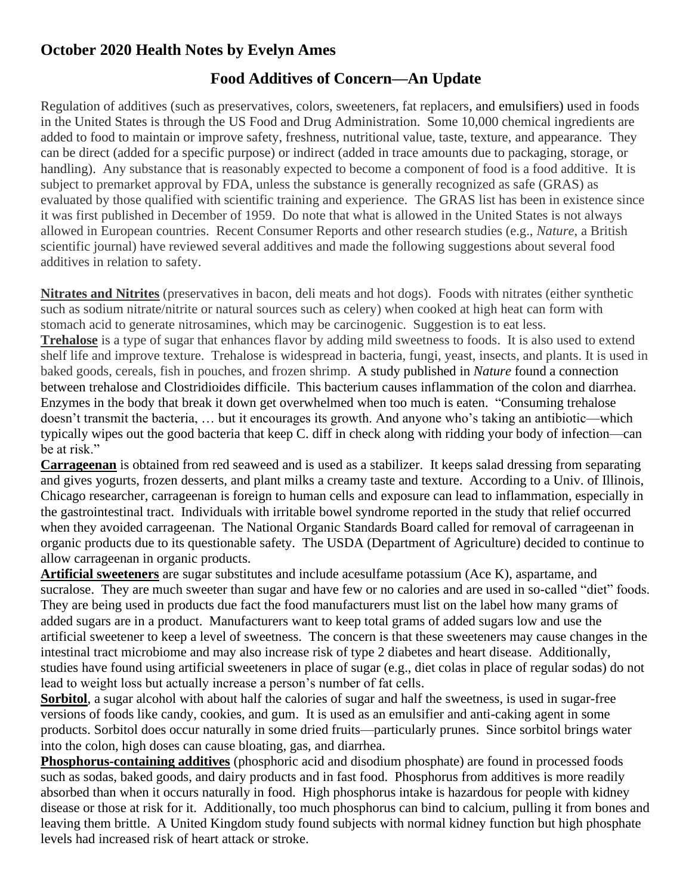## October 2020 Health Notes by Evelyn Ames

# Food Additives of Concern—An Update

Regulation of additives (such as preservatives, colors, sweeteners, fat replacers, and emulsifiers) used in foods in the United States is through the US Food and Drug Administration. Some 10,000 chemical ingredients are added to food to maintain or improve safety, freshness, nutritional value, taste, texture, and appearance. They can be direct (added for a specific purpose) or indirect (added in trace amounts due to packaging, storage, or handling). Any substance that is reasonably expected to become a component of food is a food additive. It is subject to premarket approval by FDA, unless the substance is generally recognized as safe (GRAS) as evaluated by those qualified with scientific training and experience. The GRAS list has been in existence since it was first published in December of 1959. Do note that what is allowed in the United States is not always allowed in European countries. Recent Consumer Reports and other research studies (e.g., *Nature*, a British scientific journal) have reviewed several additives and made the following suggestions about several food additives in relation to safety.

**Nitrates and Nitrites** (preservatives in bacon, deli meats and hot dogs). Foods with nitrates (either synthetic such as sodium nitrate/nitrite or natural sources such as celery) when cooked at high heat can form with stomach acid to generate nitrosamines, which may be carcinogenic. Suggestion is to eat less.

**Trehalose** is a type of sugar that enhances flavor by adding mild sweetness to foods. It is also used to extend shelf life and improve texture. Trehalose is widespread in bacteria, fungi, yeast, insects, and plants. It is used in baked goods, cereals, fish in pouches, and frozen shrimp. A study published in *Nature* found a connection between trehalose and Clostridioides difficile. This bacterium causes inflammation of the colon and diarrhea. Enzymes in the body that break it down get overwhelmed when too much is eaten. "Consuming trehalose doesn't transmit the bacteria, … but it encourages its growth. And anyone who's taking an antibiotic—which typically wipes out the good bacteria that keep C. diff in check along with ridding your body of infection—can be at risk."

**Carrageenan** is obtained from red seaweed and is used as a stabilizer. It keeps salad dressing from separating and gives yogurts, frozen desserts, and plant milks a creamy taste and texture. According to a Univ. of Illinois, Chicago researcher, carrageenan is foreign to human cells and exposure can lead to inflammation, especially in the gastrointestinal tract. Individuals with irritable bowel syndrome reported in the study that relief occurred when they avoided carrageenan. The National Organic Standards Board called for removal of carrageenan in organic products due to its questionable safety. The USDA (Department of Agriculture) decided to continue to allow carrageenan in organic products.

**Artificial sweeteners** are sugar substitutes and include acesulfame potassium (Ace K), aspartame, and sucralose. They are much sweeter than sugar and have few or no calories and are used in so-called "diet" foods. They are being used in products due fact the food manufacturers must list on the label how many grams of added sugars are in a product. Manufacturers want to keep total grams of added sugars low and use the artificial sweetener to keep a level of sweetness. The concern is that these sweeteners may cause changes in the intestinal tract microbiome and may also increase risk of type 2 diabetes and heart disease. Additionally, studies have found using artificial sweeteners in place of sugar (e.g., diet colas in place of regular sodas) do not lead to weight loss but actually increase a person's number of fat cells.

**Sorbitol**, a sugar alcohol with about half the calories of sugar and half the sweetness, is used in sugar-free versions of foods like candy, cookies, and gum. It is used as an emulsifier and anti-caking agent in some products. Sorbitol does occur naturally in some dried fruits—particularly prunes. Since sorbitol brings water into the colon, high doses can cause bloating, gas, and diarrhea.

**Phosphorus-containing additives** (phosphoric acid and disodium phosphate) are found in processed foods such as sodas, baked goods, and dairy products and in fast food. Phosphorus from additives is more readily absorbed than when it occurs naturally in food. High phosphorus intake is hazardous for people with kidney disease or those at risk for it. Additionally, too much phosphorus can bind to calcium, pulling it from bones and leaving them brittle. A United Kingdom study found subjects with normal kidney function but high phosphate levels had increased risk of heart attack or stroke.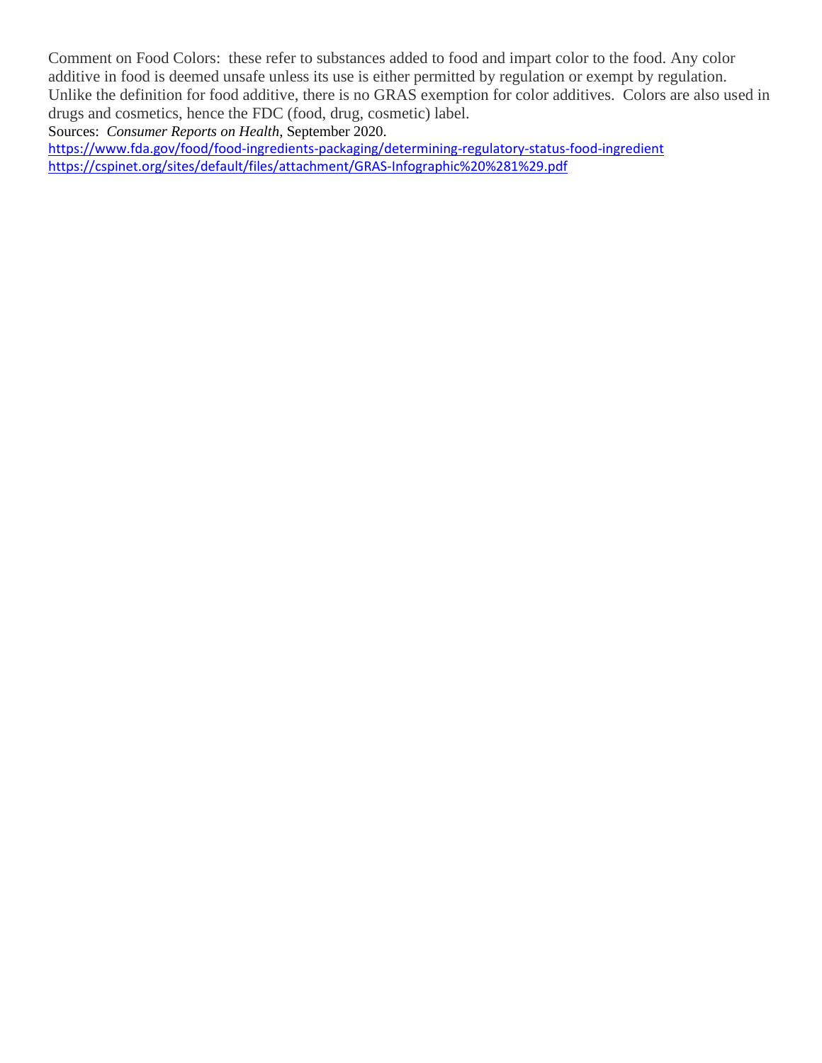Comment on Food Colors: these refer to substances added to food and impart color to the food. Any color additive in food is deemed unsafe unless its use is either permitted by regulation or exempt by regulation. Unlike the definition for food additive, there is no GRAS exemption for color additives. Colors are also used in drugs and cosmetics, hence the FDC (food, drug, cosmetic) label.

Sources: *Consumer Reports on Health*, September 2020.

https://www.fda.gov/food/food-ingredients-packaging/determining-regulatory-status-food-ingredient

https://cspinet.org/sites/default/files/attachment/GRAS-Infographic%20%281%29.pdf